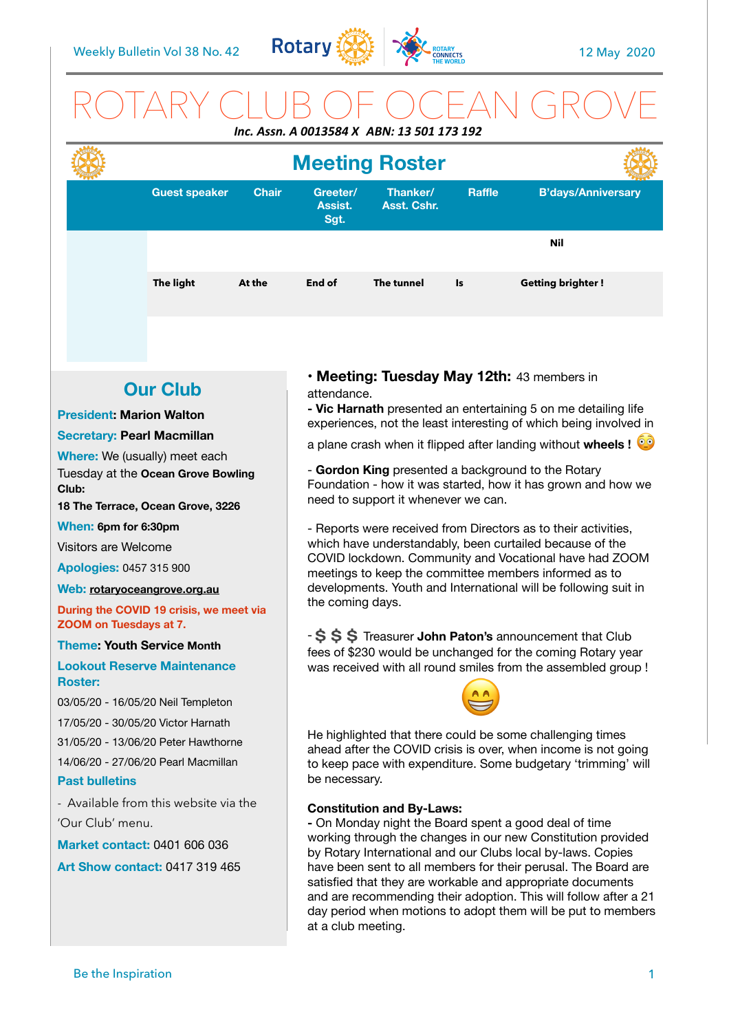Weekly Bulletin Vol 38 No. 42 — 12 May 2020

# ROTARY CLUB OF OCEAN GROVE

***Inc. Assn. A 0013584 X ABN: 13 501 173 192***

## Meeting Roster

| | Guest speaker | Chair | Greeter/ Assist. Sgt. | Thanker/ Asst. Cshr. | Raffle | B'days/Anniversary |
|---|---|---|---|---|---|---|
| | | | | | | **Nil** |
| | **The light** | **At the** | **End of** | **The tunnel** | **Is** | **Getting brighter !** |

## Our Club

**President: Marion Walton**

**Secretary: Pearl Macmillan**

**Where:** We (usually) meet each Tuesday at the **Ocean Grove Bowling Club:**

**18 The Terrace, Ocean Grove, 3226**

**When: 6pm for 6:30pm**

Visitors are Welcome

**Apologies:** 0457 315 900

**Web:** **rotaryoceangrove.org.au**

**During the COVID 19 crisis, we meet via ZOOM on Tuesdays at 7.**

**Theme: Youth Service Month**

**Lookout Reserve Maintenance Roster:**

03/05/20 - 16/05/20 Neil Templeton

17/05/20 - 30/05/20 Victor Harnath

31/05/20 - 13/06/20 Peter Hawthorne

14/06/20 - 27/06/20 Pearl Macmillan

**Past bulletins**

- Available from this website via the 'Our Club' menu.

**Market contact:** 0401 606 036

**Art Show contact:** 0417 319 465

• **Meeting: Tuesday May 12th:** 43 members in attendance.

**- Vic Harnath** presented an entertaining 5 on me detailing life experiences, not the least interesting of which being involved in a plane crash when it flipped after landing without **wheels !** 😳

- **Gordon King** presented a background to the Rotary Foundation - how it was started, how it has grown and how we need to support it whenever we can.

- Reports were received from Directors as to their activities, which have understandably, been curtailed because of the COVID lockdown. Community and Vocational have had ZOOM meetings to keep the committee members informed as to developments. Youth and International will be following suit in the coming days.

- **$ $ $** Treasurer **John Paton's** announcement that Club fees of $230 would be unchanged for the coming Rotary year was received with all round smiles from the assembled group !

😁

He highlighted that there could be some challenging times ahead after the COVID crisis is over, when income is not going to keep pace with expenditure. Some budgetary 'trimming' will be necessary.

**Constitution and By-Laws:**

**-** On Monday night the Board spent a good deal of time working through the changes in our new Constitution provided by Rotary International and our Clubs local by-laws. Copies have been sent to all members for their perusal. The Board are satisfied that they are workable and appropriate documents and are recommending their adoption. This will follow after a 21 day period when motions to adopt them will be put to members at a club meeting.

Be the Inspiration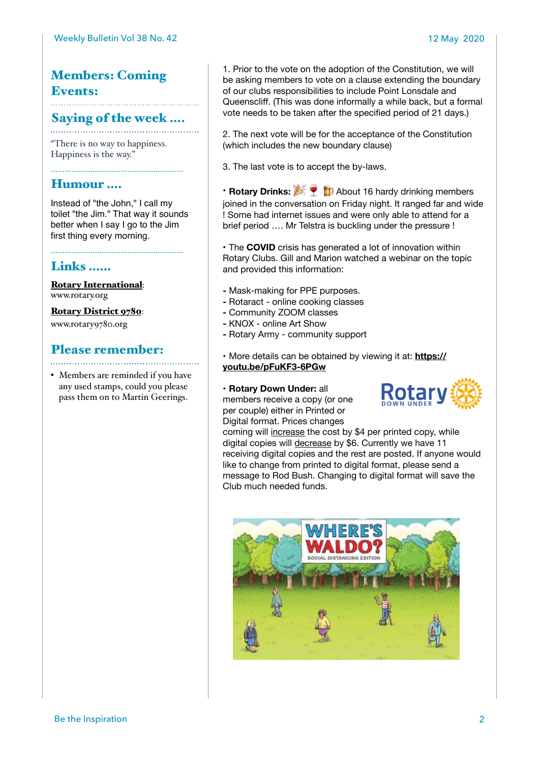## Members: Coming Events:

## Saying of the week ....

"There is no way to happiness. Happiness is the way."

## Humour ....

Instead of "the John," I call my toilet "the Jim." That way it sounds better when I say I go to the Jim first thing every morning.

## Links ......

**Rotary International**: www.rotary.org

**Rotary District 9780**: www.rotary9780.org

## Please remember:

- Members are reminded if you have any used stamps, could you please pass them on to Martin Geerings.

1. Prior to the vote on the adoption of the Constitution, we will be asking members to vote on a clause extending the boundary of our clubs responsibilities to include Point Lonsdale and Queenscliff. (This was done informally a while back, but a formal vote needs to be taken after the specified period of 21 days.)

2. The next vote will be for the acceptance of the Constitution (which includes the new boundary clause)

3. The last vote is to accept the by-laws.

• **Rotary Drinks:** 🎉 🍷 🍺 About 16 hardy drinking members joined in the conversation on Friday night. It ranged far and wide ! Some had internet issues and were only able to attend for a brief period …. Mr Telstra is buckling under the pressure !

• The **COVID** crisis has generated a lot of innovation within Rotary Clubs. Gill and Marion watched a webinar on the topic and provided this information:

- Mask-making for PPE purposes.
- Rotaract - online cooking classes
- Community ZOOM classes
- KNOX - online Art Show
- Rotary Army - community support

• More details can be obtained by viewing it at: **https://youtu.be/pFuKF3-6PGw**

• **Rotary Down Under:** all members receive a copy (or one per couple) either in Printed or Digital format. Prices changes coming will increase the cost by $4 per printed copy, while digital copies will decrease by $6. Currently we have 11 receiving digital copies and the rest are posted. If anyone would like to change from printed to digital format, please send a message to Rod Bush. Changing to digital format will save the Club much needed funds.